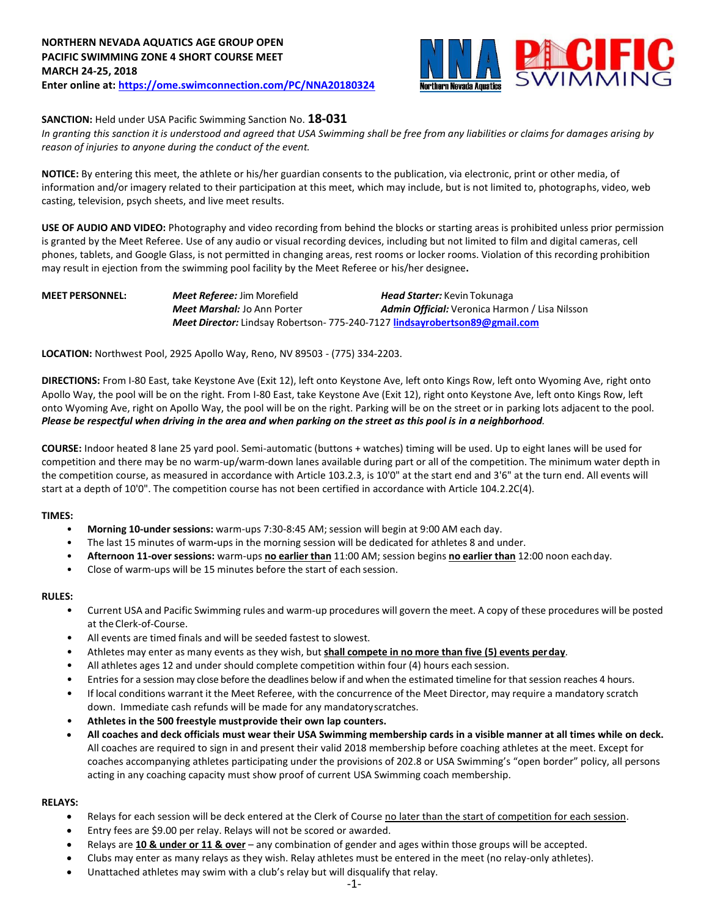**NORTHERN NEVADA AQUATICS AGE GROUP OPEN**
**PACIFIC SWIMMING ZONE 4 SHORT COURSE MEET**
**MARCH 24-25, 2018**
**Enter online at: [https://ome.swimconnection.com/PC/NNA20180324](https://ome.swimconnection.com/PC/NNA20180324)**

**SANCTION:** Held under USA Pacific Swimming Sanction No. **18-031**
*In granting this sanction it is understood and agreed that USA Swimming shall be free from any liabilities or claims for damages arising by reason of injuries to anyone during the conduct of the event.*

**NOTICE:** By entering this meet, the athlete or his/her guardian consents to the publication, via electronic, print or other media, of information and/or imagery related to their participation at this meet, which may include, but is not limited to, photographs, video, web casting, television, psych sheets, and live meet results.

**USE OF AUDIO AND VIDEO:** Photography and video recording from behind the blocks or starting areas is prohibited unless prior permission is granted by the Meet Referee. Use of any audio or visual recording devices, including but not limited to film and digital cameras, cell phones, tablets, and Google Glass, is not permitted in changing areas, rest rooms or locker rooms. Violation of this recording prohibition may result in ejection from the swimming pool facility by the Meet Referee or his/her designee**.**

**MEET PERSONNEL:**
***Meet Referee:*** Jim Morefield
***Head Starter:*** Kevin Tokunaga
***Meet Marshal:*** Jo Ann Porter
***Admin Official:*** Veronica Harmon / Lisa Nilsson
***Meet Director:*** Lindsay Robertson- 775-240-7127 **[lindsayrobertson89@gmail.com](mailto:lindsayrobertson89@gmail.com)**

**LOCATION:** Northwest Pool, 2925 Apollo Way, Reno, NV 89503 - (775) 334-2203.

**DIRECTIONS:** From I-80 East, take Keystone Ave (Exit 12), left onto Keystone Ave, left onto Kings Row, left onto Wyoming Ave, right onto Apollo Way, the pool will be on the right. From I-80 East, take Keystone Ave (Exit 12), right onto Keystone Ave, left onto Kings Row, left onto Wyoming Ave, right on Apollo Way, the pool will be on the right. Parking will be on the street or in parking lots adjacent to the pool. ***Please be respectful when driving in the area and when parking on the street as this pool is in a neighborhood.***

**COURSE:** Indoor heated 8 lane 25 yard pool. Semi-automatic (buttons + watches) timing will be used. Up to eight lanes will be used for competition and there may be no warm-up/warm-down lanes available during part or all of the competition. The minimum water depth in the competition course, as measured in accordance with Article 103.2.3, is 10'0" at the start end and 3'6" at the turn end. All events will start at a depth of 10'0". The competition course has not been certified in accordance with Article 104.2.2C(4).

**TIMES:**

- **Morning 10-under sessions:** warm-ups 7:30-8:45 AM; session will begin at 9:00 AM each day.
- The last 15 minutes of warm-ups in the morning session will be dedicated for athletes 8 and under.
- **Afternoon 11-over sessions:** warm-ups **no earlier than** 11:00 AM; session begins **no earlier than** 12:00 noon each day.
- Close of warm-ups will be 15 minutes before the start of each session.

**RULES:**

- Current USA and Pacific Swimming rules and warm-up procedures will govern the meet. A copy of these procedures will be posted at the Clerk-of-Course.
- All events are timed finals and will be seeded fastest to slowest.
- Athletes may enter as many events as they wish, but **shall compete in no more than five (5) events per day**.
- All athletes ages 12 and under should complete competition within four (4) hours each session.
- Entries for a session may close before the deadlines below if and when the estimated timeline for that session reaches 4 hours.
- If local conditions warrant it the Meet Referee, with the concurrence of the Meet Director, may require a mandatory scratch down. Immediate cash refunds will be made for any mandatory scratches.
- **Athletes in the 500 freestyle must provide their own lap counters.**
- **All coaches and deck officials must wear their USA Swimming membership cards in a visible manner at all times while on deck.** All coaches are required to sign in and present their valid 2018 membership before coaching athletes at the meet. Except for coaches accompanying athletes participating under the provisions of 202.8 or USA Swimming's "open border" policy, all persons acting in any coaching capacity must show proof of current USA Swimming coach membership.

**RELAYS:**

- Relays for each session will be deck entered at the Clerk of Course no later than the start of competition for each session.
- Entry fees are $9.00 per relay. Relays will not be scored or awarded.
- Relays are **10 & under or 11 & over** – any combination of gender and ages within those groups will be accepted.
- Clubs may enter as many relays as they wish. Relay athletes must be entered in the meet (no relay-only athletes).
- Unattached athletes may swim with a club's relay but will disqualify that relay.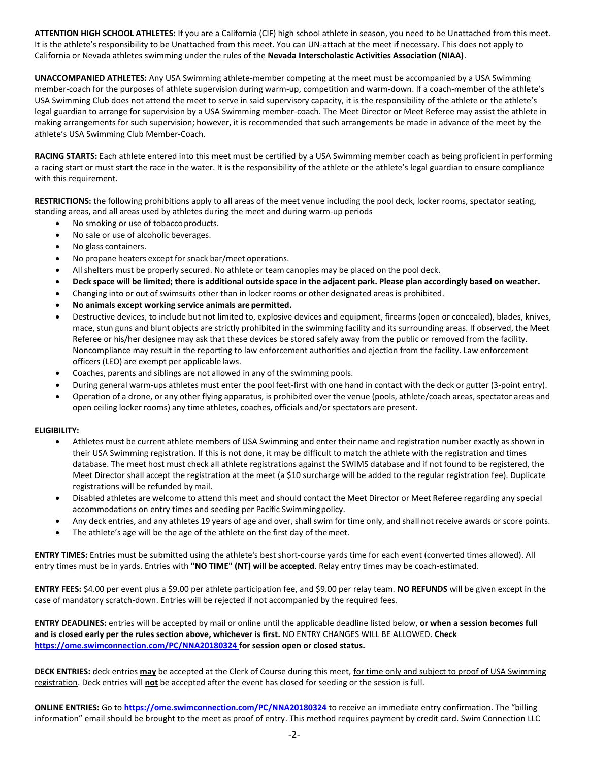**ATTENTION HIGH SCHOOL ATHLETES:** If you are a California (CIF) high school athlete in season, you need to be Unattached from this meet. It is the athlete's responsibility to be Unattached from this meet. You can UN-attach at the meet if necessary. This does not apply to California or Nevada athletes swimming under the rules of the **Nevada Interscholastic Activities Association (NIAA)**.

**UNACCOMPANIED ATHLETES:** Any USA Swimming athlete-member competing at the meet must be accompanied by a USA Swimming member-coach for the purposes of athlete supervision during warm-up, competition and warm-down. If a coach-member of the athlete's USA Swimming Club does not attend the meet to serve in said supervisory capacity, it is the responsibility of the athlete or the athlete's legal guardian to arrange for supervision by a USA Swimming member-coach. The Meet Director or Meet Referee may assist the athlete in making arrangements for such supervision; however, it is recommended that such arrangements be made in advance of the meet by the athlete's USA Swimming Club Member-Coach.

**RACING STARTS:** Each athlete entered into this meet must be certified by a USA Swimming member coach as being proficient in performing a racing start or must start the race in the water. It is the responsibility of the athlete or the athlete's legal guardian to ensure compliance with this requirement.

**RESTRICTIONS:** the following prohibitions apply to all areas of the meet venue including the pool deck, locker rooms, spectator seating, standing areas, and all areas used by athletes during the meet and during warm-up periods

- No smoking or use of tobacco products.
- No sale or use of alcoholic beverages.
- No glass containers.
- No propane heaters except for snack bar/meet operations.
- All shelters must be properly secured. No athlete or team canopies may be placed on the pool deck.
- **Deck space will be limited; there is additional outside space in the adjacent park. Please plan accordingly based on weather.**
- Changing into or out of swimsuits other than in locker rooms or other designated areas is prohibited.
- **No animals except working service animals are permitted.**
- Destructive devices, to include but not limited to, explosive devices and equipment, firearms (open or concealed), blades, knives, mace, stun guns and blunt objects are strictly prohibited in the swimming facility and its surrounding areas. If observed, the Meet Referee or his/her designee may ask that these devices be stored safely away from the public or removed from the facility. Noncompliance may result in the reporting to law enforcement authorities and ejection from the facility. Law enforcement officers (LEO) are exempt per applicable laws.
- Coaches, parents and siblings are not allowed in any of the swimming pools.
- During general warm-ups athletes must enter the pool feet-first with one hand in contact with the deck or gutter (3-point entry).
- Operation of a drone, or any other flying apparatus, is prohibited over the venue (pools, athlete/coach areas, spectator areas and open ceiling locker rooms) any time athletes, coaches, officials and/or spectators are present.

**ELIGIBILITY:**

- Athletes must be current athlete members of USA Swimming and enter their name and registration number exactly as shown in their USA Swimming registration. If this is not done, it may be difficult to match the athlete with the registration and times database. The meet host must check all athlete registrations against the SWIMS database and if not found to be registered, the Meet Director shall accept the registration at the meet (a $10 surcharge will be added to the regular registration fee). Duplicate registrations will be refunded by mail.
- Disabled athletes are welcome to attend this meet and should contact the Meet Director or Meet Referee regarding any special accommodations on entry times and seeding per Pacific Swimming policy.
- Any deck entries, and any athletes 19 years of age and over, shall swim for time only, and shall not receive awards or score points.
- The athlete's age will be the age of the athlete on the first day of the meet.

**ENTRY TIMES:** Entries must be submitted using the athlete's best short-course yards time for each event (converted times allowed). All entry times must be in yards. Entries with **"NO TIME" (NT) will be accepted**. Relay entry times may be coach-estimated.

**ENTRY FEES:** $4.00 per event plus a $9.00 per athlete participation fee, and $9.00 per relay team. **NO REFUNDS** will be given except in the case of mandatory scratch-down. Entries will be rejected if not accompanied by the required fees.

**ENTRY DEADLINES:** entries will be accepted by mail or online until the applicable deadline listed below, **or when a session becomes full and is closed early per the rules section above, whichever is first.** NO ENTRY CHANGES WILL BE ALLOWED. **Check https://ome.swimconnection.com/PC/NNA20180324 for session open or closed status.**

**DECK ENTRIES:** deck entries **may** be accepted at the Clerk of Course during this meet, for time only and subject to proof of USA Swimming registration. Deck entries will **not** be accepted after the event has closed for seeding or the session is full.

**ONLINE ENTRIES:** Go to **https://ome.swimconnection.com/PC/NNA20180324** to receive an immediate entry confirmation. The "billing information" email should be brought to the meet as proof of entry. This method requires payment by credit card. Swim Connection LLC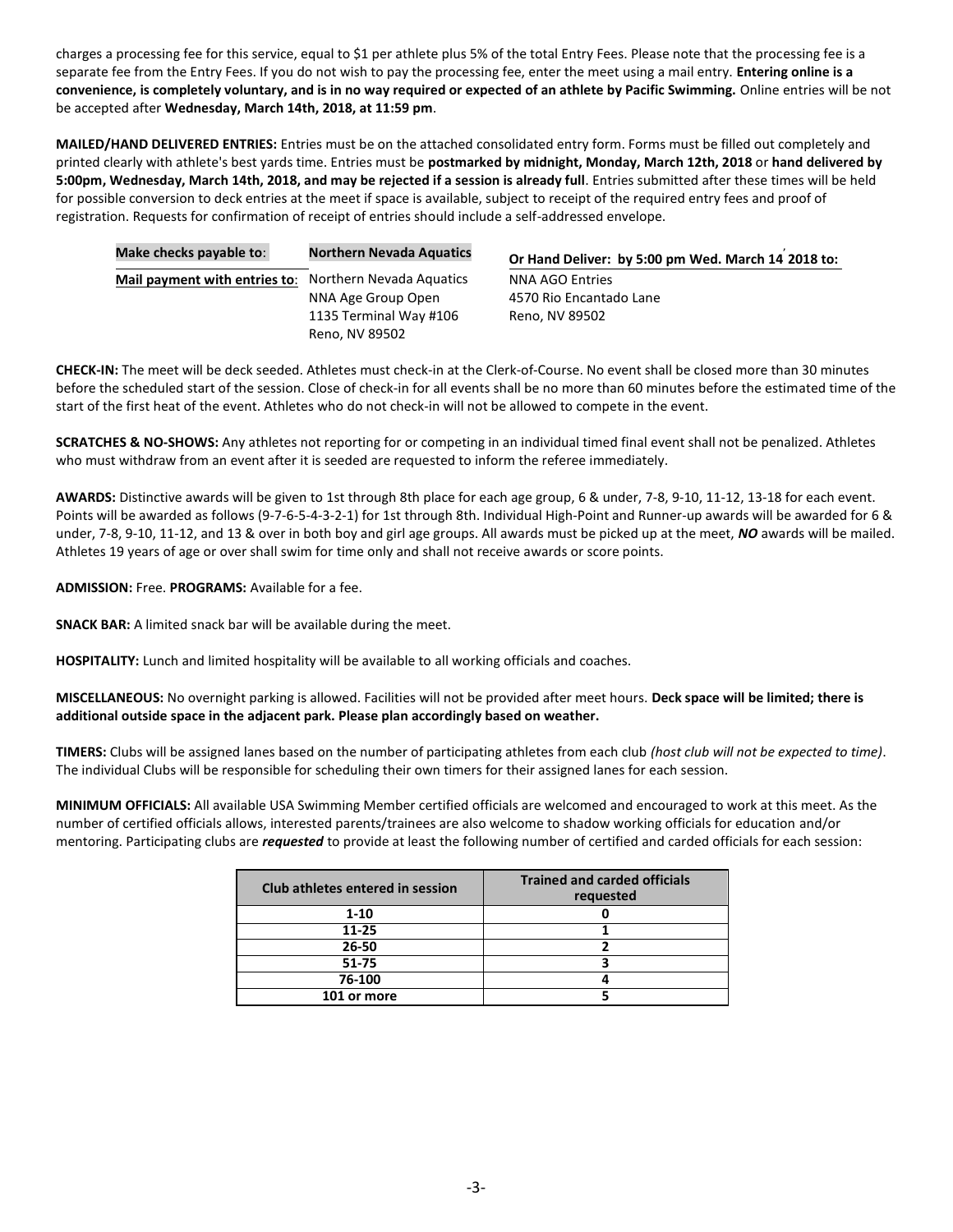charges a processing fee for this service, equal to $1 per athlete plus 5% of the total Entry Fees. Please note that the processing fee is a separate fee from the Entry Fees. If you do not wish to pay the processing fee, enter the meet using a mail entry. **Entering online is a convenience, is completely voluntary, and is in no way required or expected of an athlete by Pacific Swimming.** Online entries will be not be accepted after **Wednesday, March 14th, 2018, at 11:59 pm**.

**MAILED/HAND DELIVERED ENTRIES:** Entries must be on the attached consolidated entry form. Forms must be filled out completely and printed clearly with athlete's best yards time. Entries must be **postmarked by midnight, Monday, March 12th, 2018** or **hand delivered by 5:00pm, Wednesday, March 14th, 2018, and may be rejected if a session is already full**. Entries submitted after these times will be held for possible conversion to deck entries at the meet if space is available, subject to receipt of the required entry fees and proof of registration. Requests for confirmation of receipt of entries should include a self-addressed envelope.

| **Make checks payable to**: | **Northern Nevada Aquatics** | **Or Hand Deliver: by 5:00 pm Wed. March 14 2018 to:** |
|---|---|---|
| **Mail payment with entries to**: | Northern Nevada Aquatics<br>NNA Age Group Open<br>1135 Terminal Way #106<br>Reno, NV 89502 | NNA AGO Entries<br>4570 Rio Encantado Lane<br>Reno, NV 89502 |

**CHECK-IN:** The meet will be deck seeded. Athletes must check-in at the Clerk-of-Course. No event shall be closed more than 30 minutes before the scheduled start of the session. Close of check-in for all events shall be no more than 60 minutes before the estimated time of the start of the first heat of the event. Athletes who do not check-in will not be allowed to compete in the event.

**SCRATCHES & NO-SHOWS:** Any athletes not reporting for or competing in an individual timed final event shall not be penalized. Athletes who must withdraw from an event after it is seeded are requested to inform the referee immediately.

**AWARDS:** Distinctive awards will be given to 1st through 8th place for each age group, 6 & under, 7-8, 9-10, 11-12, 13-18 for each event. Points will be awarded as follows (9-7-6-5-4-3-2-1) for 1st through 8th. Individual High-Point and Runner-up awards will be awarded for 6 & under, 7-8, 9-10, 11-12, and 13 & over in both boy and girl age groups. All awards must be picked up at the meet, ***NO*** awards will be mailed. Athletes 19 years of age or over shall swim for time only and shall not receive awards or score points.

**ADMISSION:** Free. **PROGRAMS:** Available for a fee.

**SNACK BAR:** A limited snack bar will be available during the meet.

**HOSPITALITY:** Lunch and limited hospitality will be available to all working officials and coaches.

**MISCELLANEOUS:** No overnight parking is allowed. Facilities will not be provided after meet hours. **Deck space will be limited; there is additional outside space in the adjacent park. Please plan accordingly based on weather.**

**TIMERS:** Clubs will be assigned lanes based on the number of participating athletes from each club *(host club will not be expected to time)*. The individual Clubs will be responsible for scheduling their own timers for their assigned lanes for each session.

**MINIMUM OFFICIALS:** All available USA Swimming Member certified officials are welcomed and encouraged to work at this meet. As the number of certified officials allows, interested parents/trainees are also welcome to shadow working officials for education and/or mentoring. Participating clubs are ***requested*** to provide at least the following number of certified and carded officials for each session:

| Club athletes entered in session | Trained and carded officials requested |
|---|---|
| 1-10 | 0 |
| 11-25 | 1 |
| 26-50 | 2 |
| 51-75 | 3 |
| 76-100 | 4 |
| 101 or more | 5 |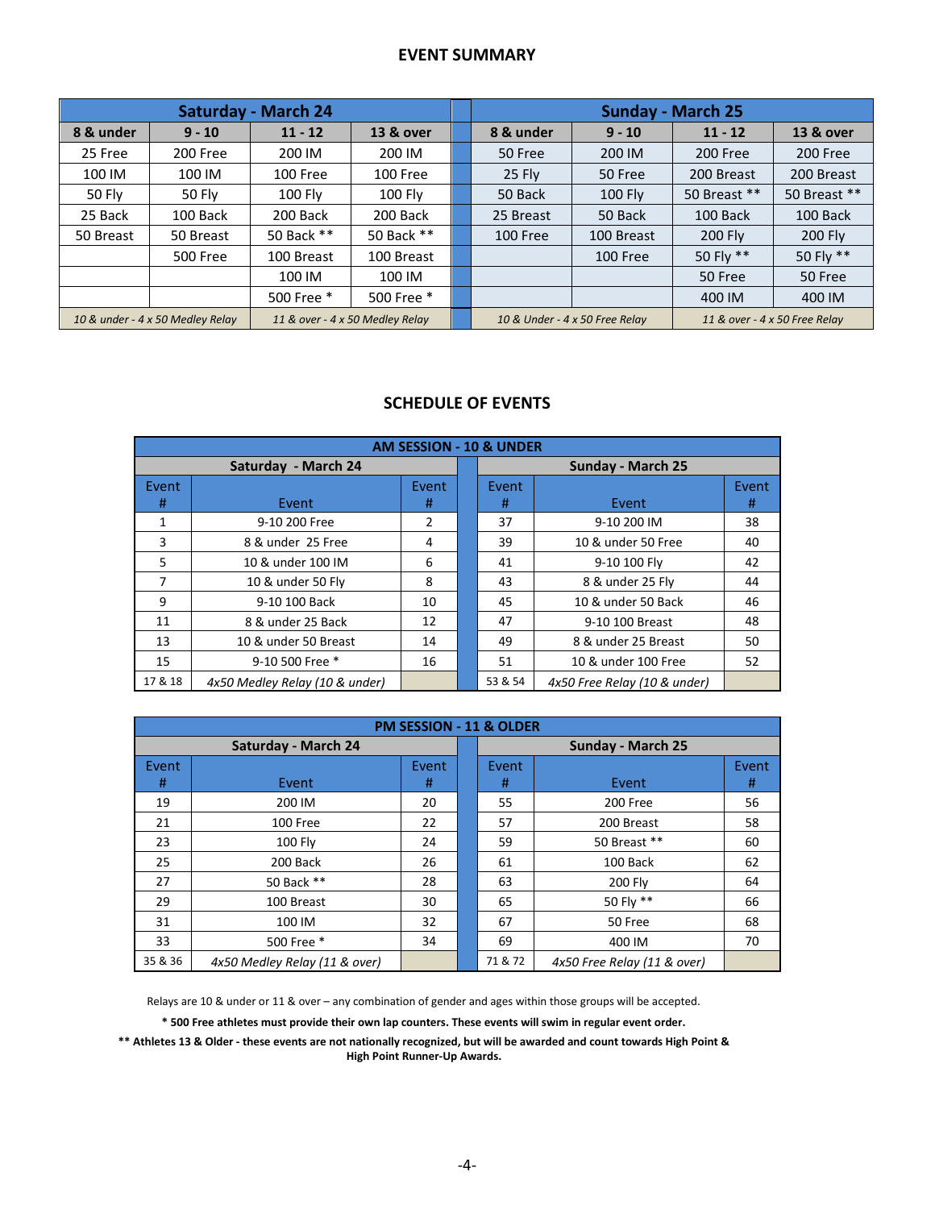## EVENT SUMMARY

| Saturday - March 24 | | | | | Sunday - March 25 | | | |
|---|---|---|---|---|---|---|---|---|
| 8 & under | 9 - 10 | 11 - 12 | 13 & over | | 8 & under | 9 - 10 | 11 - 12 | 13 & over |
| 25 Free | 200 Free | 200 IM | 200 IM | | 50 Free | 200 IM | 200 Free | 200 Free |
| 100 IM | 100 IM | 100 Free | 100 Free | | 25 Fly | 50 Free | 200 Breast | 200 Breast |
| 50 Fly | 50 Fly | 100 Fly | 100 Fly | | 50 Back | 100 Fly | 50 Breast ** | 50 Breast ** |
| 25 Back | 100 Back | 200 Back | 200 Back | | 25 Breast | 50 Back | 100 Back | 100 Back |
| 50 Breast | 50 Breast | 50 Back ** | 50 Back ** | | 100 Free | 100 Breast | 200 Fly | 200 Fly |
| | 500 Free | 100 Breast | 100 Breast | | | 100 Free | 50 Fly ** | 50 Fly ** |
| | | 100 IM | 100 IM | | | | 50 Free | 50 Free |
| | | 500 Free * | 500 Free * | | | | 400 IM | 400 IM |
| *10 & under - 4 x 50 Medley Relay* | | *11 & over - 4 x 50 Medley Relay* | | | *10 & Under - 4 x 50 Free Relay* | | *11 & over - 4 x 50 Free Relay* | |

## SCHEDULE OF EVENTS

| AM SESSION - 10 & UNDER | | | | | | |
|---|---|---|---|---|---|---|
| Saturday - March 24 | | | | Sunday - March 25 | | |
| Event # | Event | Event # | | Event # | Event | Event # |
| 1 | 9-10 200 Free | 2 | | 37 | 9-10 200 IM | 38 |
| 3 | 8 & under 25 Free | 4 | | 39 | 10 & under 50 Free | 40 |
| 5 | 10 & under 100 IM | 6 | | 41 | 9-10 100 Fly | 42 |
| 7 | 10 & under 50 Fly | 8 | | 43 | 8 & under 25 Fly | 44 |
| 9 | 9-10 100 Back | 10 | | 45 | 10 & under 50 Back | 46 |
| 11 | 8 & under 25 Back | 12 | | 47 | 9-10 100 Breast | 48 |
| 13 | 10 & under 50 Breast | 14 | | 49 | 8 & under 25 Breast | 50 |
| 15 | 9-10 500 Free * | 16 | | 51 | 10 & under 100 Free | 52 |
| 17 & 18 | *4x50 Medley Relay (10 & under)* | | | 53 & 54 | *4x50 Free Relay (10 & under)* | |

| PM SESSION - 11 & OLDER | | | | | | |
|---|---|---|---|---|---|---|
| Saturday - March 24 | | | | Sunday - March 25 | | |
| Event # | Event | Event # | | Event # | Event | Event # |
| 19 | 200 IM | 20 | | 55 | 200 Free | 56 |
| 21 | 100 Free | 22 | | 57 | 200 Breast | 58 |
| 23 | 100 Fly | 24 | | 59 | 50 Breast ** | 60 |
| 25 | 200 Back | 26 | | 61 | 100 Back | 62 |
| 27 | 50 Back ** | 28 | | 63 | 200 Fly | 64 |
| 29 | 100 Breast | 30 | | 65 | 50 Fly ** | 66 |
| 31 | 100 IM | 32 | | 67 | 50 Free | 68 |
| 33 | 500 Free * | 34 | | 69 | 400 IM | 70 |
| 35 & 36 | *4x50 Medley Relay (11 & over)* | | | 71 & 72 | *4x50 Free Relay (11 & over)* | |

Relays are 10 & under or 11 & over – any combination of gender and ages within those groups will be accepted.

**\* 500 Free athletes must provide their own lap counters. These events will swim in regular event order.**

**\*\* Athletes 13 & Older - these events are not nationally recognized, but will be awarded and count towards High Point & High Point Runner-Up Awards.**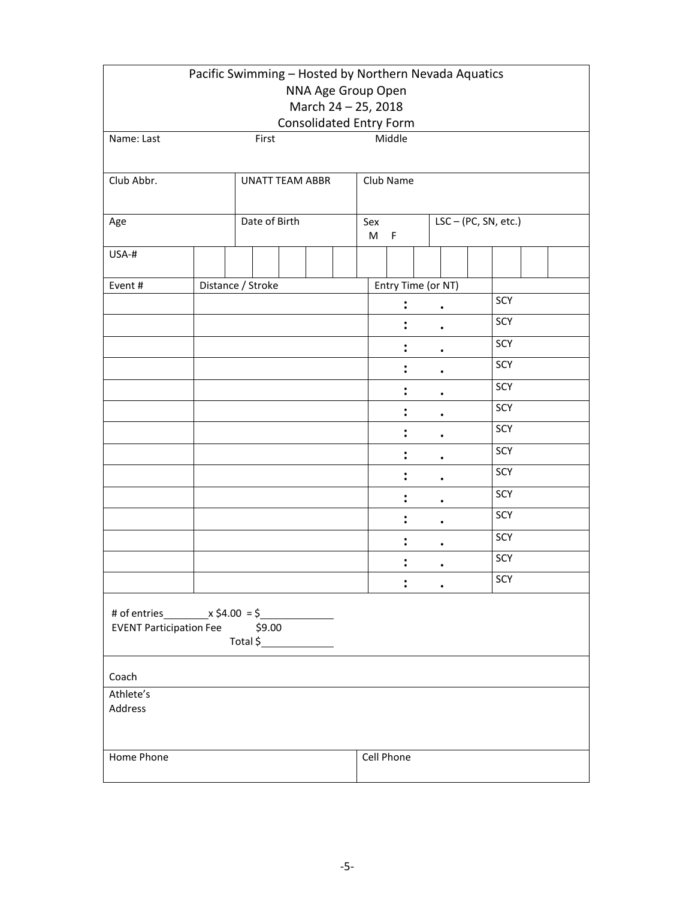# Pacific Swimming – Hosted by Northern Nevada Aquatics
## NNA Age Group Open
## March 24 – 25, 2018
## Consolidated Entry Form

| Name: Last | First | Middle |
|---|---|---|
| | | |

| Club Abbr. | UNATT TEAM ABBR | Club Name |
|---|---|---|
| | | |

| Age | Date of Birth | Sex M F | LSC – (PC, SN, etc.) |
|---|---|---|---|
| | | | |

| USA-# | | | | | | | | | | | | | | |
|---|---|---|---|---|---|---|---|---|---|---|---|---|---|---|

| Event # | Distance / Stroke | Entry Time (or NT) | |
|---|---|---|---|
| | | : . | SCY |
| | | : . | SCY |
| | | : . | SCY |
| | | : . | SCY |
| | | : . | SCY |
| | | : . | SCY |
| | | : . | SCY |
| | | : . | SCY |
| | | : . | SCY |
| | | : . | SCY |
| | | : . | SCY |
| | | : . | SCY |
| | | : . | SCY |
| | | : . | SCY |

# of entries________x $4.00 = $_____________

EVENT Participation Fee $9.00

Total $_____________

Coach

Athlete's Address

| Home Phone | Cell Phone |
|---|---|
| | |